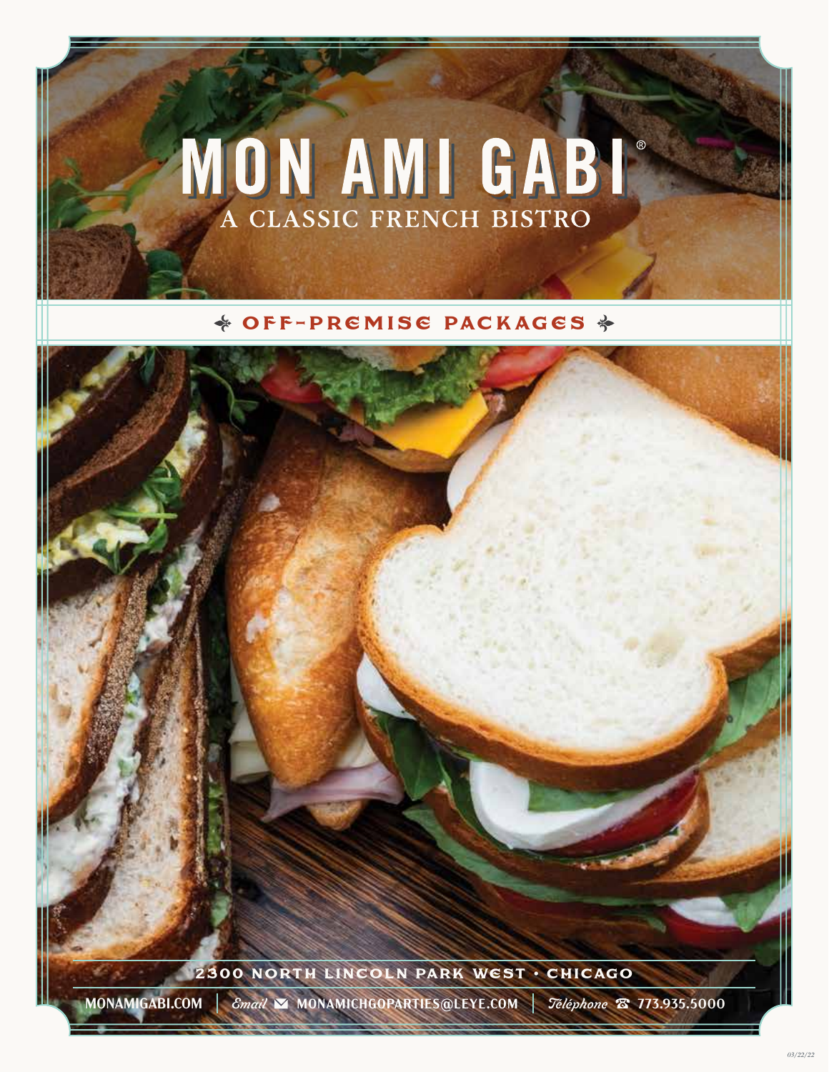# MON AMI GABI®

## A CLASSIC FRENCH BISTRO

### OFF-PREMISE PACKAGES

2300 NORTH LINCOLN PARK WEST • CHICAGO

MONAMIGABI.COM | *Email* MONAMICHGOPARTIES@LEYE.COM | *Téléphone* 773.935.5000

03/22/22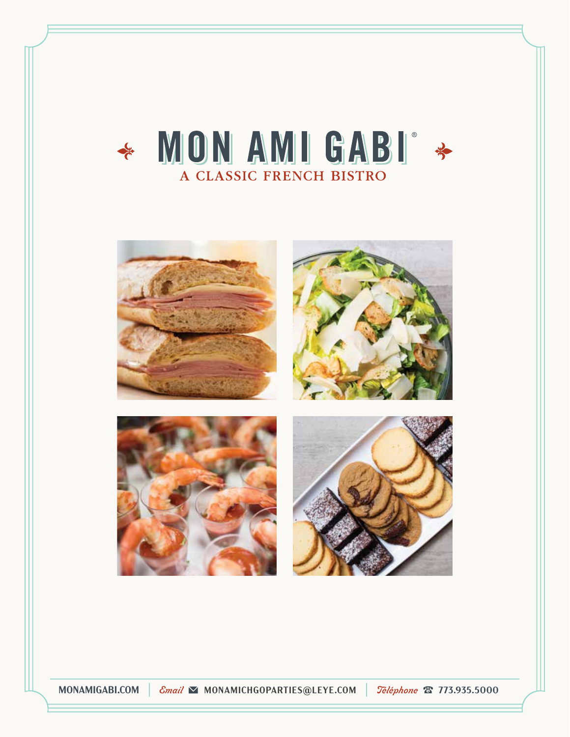# MON AMI GABI®

## A CLASSIC FRENCH BISTRO

MONAMIGABI.COM | *Email* MONAMICHGOPARTIES@LEYE.COM | *Téléphone* 773.935.5000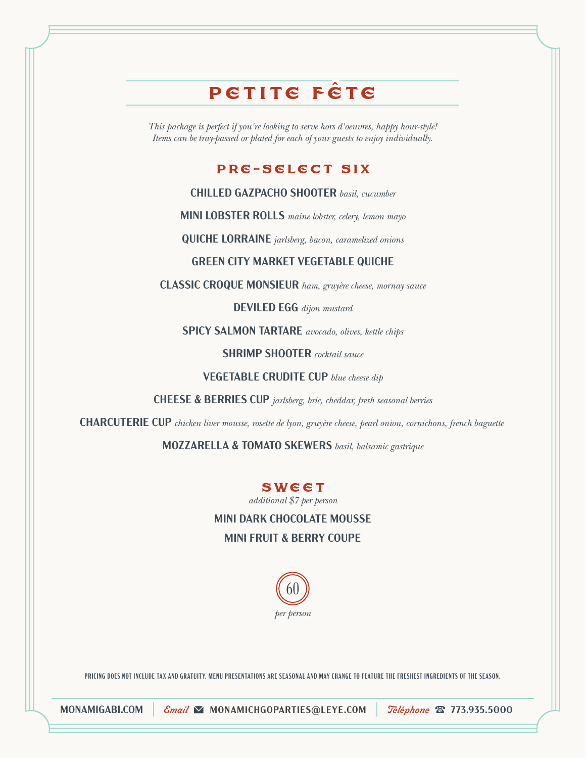# PETITE FÊTE

*This package is perfect if you're looking to serve hors d'oeuvres, happy hour-style!*
*Items can be tray-passed or plated for each of your guests to enjoy individually.*

## PRE-SELECT SIX

**CHILLED GAZPACHO SHOOTER** *basil, cucumber*

**MINI LOBSTER ROLLS** *maine lobster, celery, lemon mayo*

**QUICHE LORRAINE** *jarlsberg, bacon, caramelized onions*

**GREEN CITY MARKET VEGETABLE QUICHE**

**CLASSIC CROQUE MONSIEUR** *ham, gruyère cheese, mornay sauce*

**DEVILED EGG** *dijon mustard*

**SPICY SALMON TARTARE** *avocado, olives, kettle chips*

**SHRIMP SHOOTER** *cocktail sauce*

**VEGETABLE CRUDITE CUP** *blue cheese dip*

**CHEESE & BERRIES CUP** *jarlsberg, brie, cheddar, fresh seasonal berries*

**CHARCUTERIE CUP** *chicken liver mousse, rosette de lyon, gruyère cheese, pearl onion, cornichons, french baguette*

**MOZZARELLA & TOMATO SKEWERS** *basil, balsamic gastrique*

## SWEET

*additional $7 per person*

**MINI DARK CHOCOLATE MOUSSE**

**MINI FRUIT & BERRY COUPE**

60

*per person*

PRICING DOES NOT INCLUDE TAX AND GRATUITY. MENU PRESENTATIONS ARE SEASONAL AND MAY CHANGE TO FEATURE THE FRESHEST INGREDIENTS OF THE SEASON.

MONAMIGABI.COM | *Email* ✉ MONAMICHGOPARTIES@LEYE.COM | *Téléphone* ☎ 773.935.5000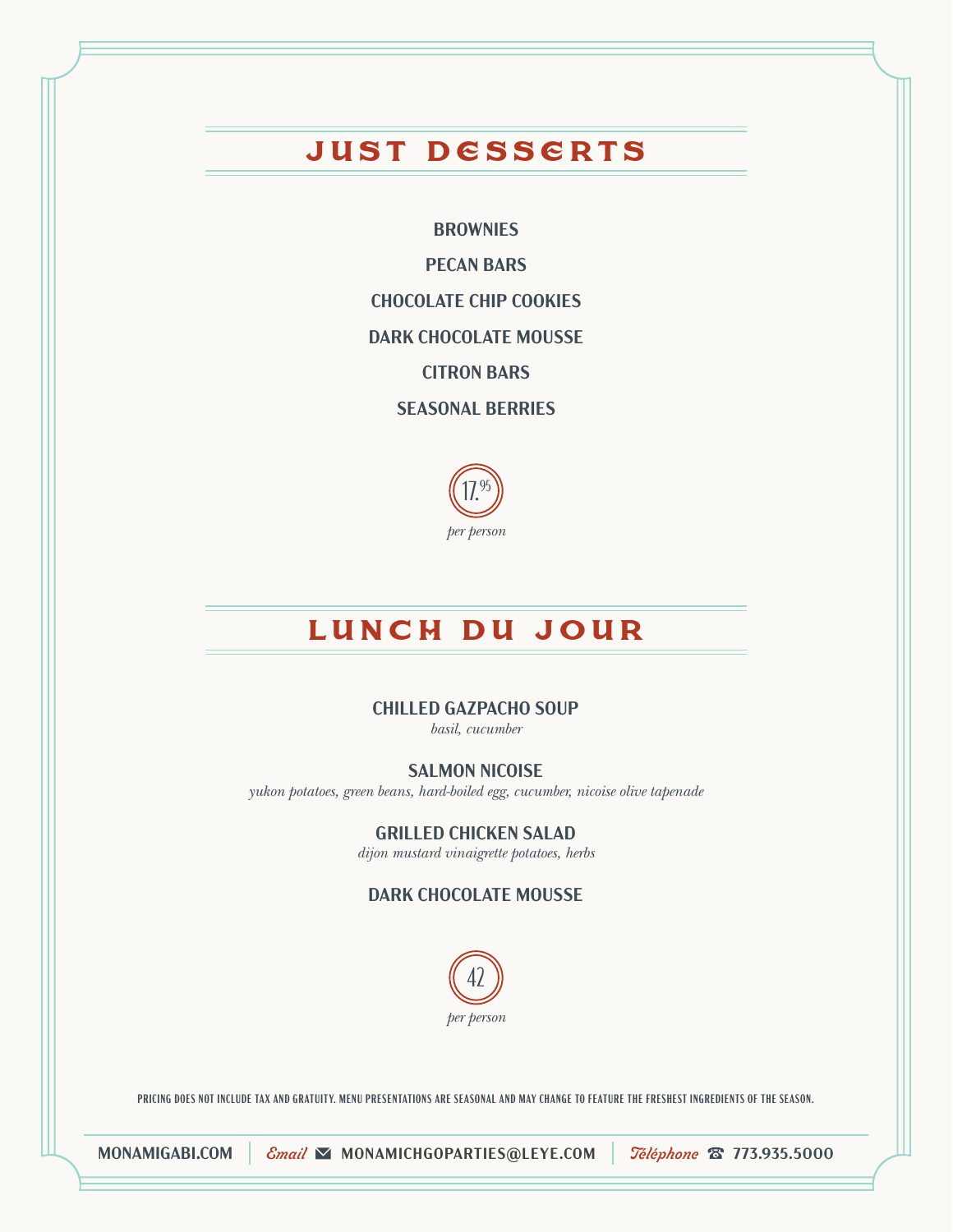## JUST DESSERTS

**BROWNIES**

**PECAN BARS**

**CHOCOLATE CHIP COOKIES**

**DARK CHOCOLATE MOUSSE**

**CITRON BARS**

**SEASONAL BERRIES**

17.95

*per person*

## LUNCH DU JOUR

**CHILLED GAZPACHO SOUP**
*basil, cucumber*

**SALMON NICOISE**
*yukon potatoes, green beans, hard-boiled egg, cucumber, nicoise olive tapenade*

**GRILLED CHICKEN SALAD**
*dijon mustard vinaigrette potatoes, herbs*

**DARK CHOCOLATE MOUSSE**

42

*per person*

PRICING DOES NOT INCLUDE TAX AND GRATUITY. MENU PRESENTATIONS ARE SEASONAL AND MAY CHANGE TO FEATURE THE FRESHEST INGREDIENTS OF THE SEASON.

MONAMIGABI.COM | *Email* ✉ MONAMICHGOPARTIES@LEYE.COM | *Téléphone* ☎ 773.935.5000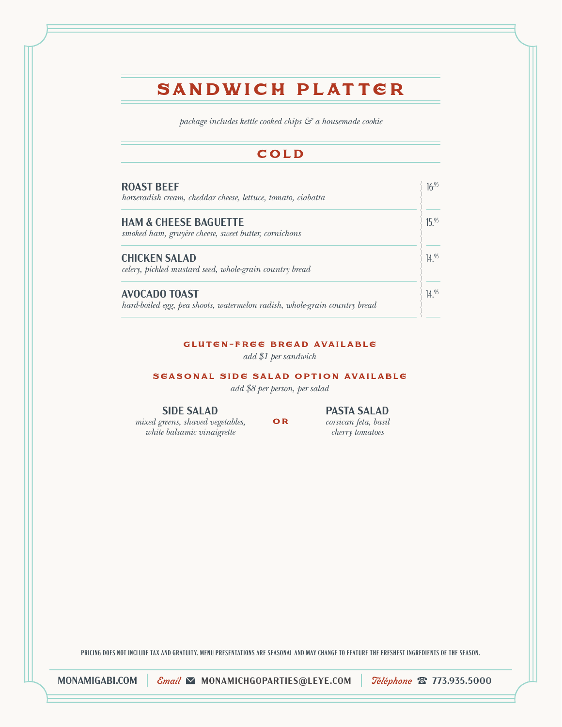# SANDWICH PLATTER

*package includes kettle cooked chips & a housemade cookie*

## COLD

**ROAST BEEF** — 16.95
*horseradish cream, cheddar cheese, lettuce, tomato, ciabatta*

**HAM & CHEESE BAGUETTE** — 15.95
*smoked ham, gruyère cheese, sweet butter, cornichons*

**CHICKEN SALAD** — 14.95
*celery, pickled mustard seed, whole-grain country bread*

**AVOCADO TOAST** — 14.95
*hard-boiled egg, pea shoots, watermelon radish, whole-grain country bread*

### GLUTEN-FREE BREAD AVAILABLE

*add $1 per sandwich*

### SEASONAL SIDE SALAD OPTION AVAILABLE

*add $8 per person, per salad*

**SIDE SALAD**
*mixed greens, shaved vegetables, white balsamic vinaigrette*

**OR**

**PASTA SALAD**
*corsican feta, basil cherry tomatoes*

PRICING DOES NOT INCLUDE TAX AND GRATUITY. MENU PRESENTATIONS ARE SEASONAL AND MAY CHANGE TO FEATURE THE FRESHEST INGREDIENTS OF THE SEASON.

MONAMIGABI.COM | *Email* ✉ MONAMICHGOPARTIES@LEYE.COM | *Téléphone* ☎ 773.935.5000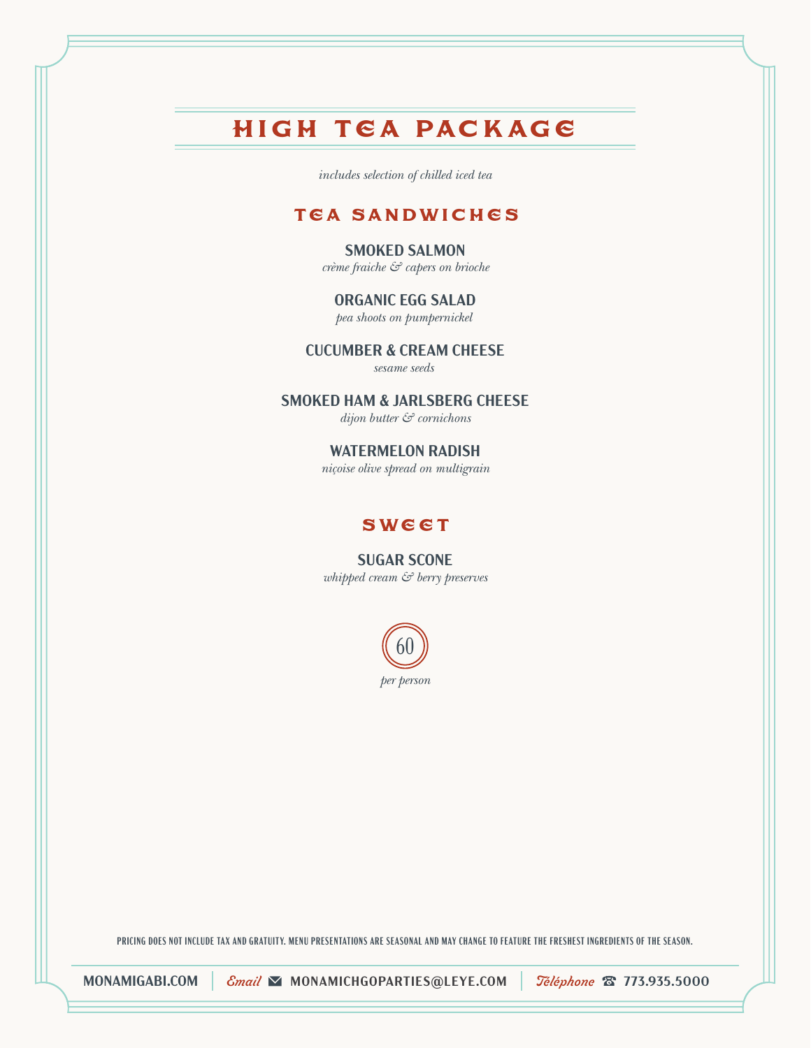# HIGH TEA PACKAGE

*includes selection of chilled iced tea*

## TEA SANDWICHES

**SMOKED SALMON**
*crème fraiche & capers on brioche*

**ORGANIC EGG SALAD**
*pea shoots on pumpernickel*

**CUCUMBER & CREAM CHEESE**
*sesame seeds*

**SMOKED HAM & JARLSBERG CHEESE**
*dijon butter & cornichons*

**WATERMELON RADISH**
*niçoise olive spread on multigrain*

## SWEET

**SUGAR SCONE**
*whipped cream & berry preserves*

60
*per person*

PRICING DOES NOT INCLUDE TAX AND GRATUITY. MENU PRESENTATIONS ARE SEASONAL AND MAY CHANGE TO FEATURE THE FRESHEST INGREDIENTS OF THE SEASON.

MONAMIGABI.COM | *Email* MONAMICHGOPARTIES@LEYE.COM | *Téléphone* 773.935.5000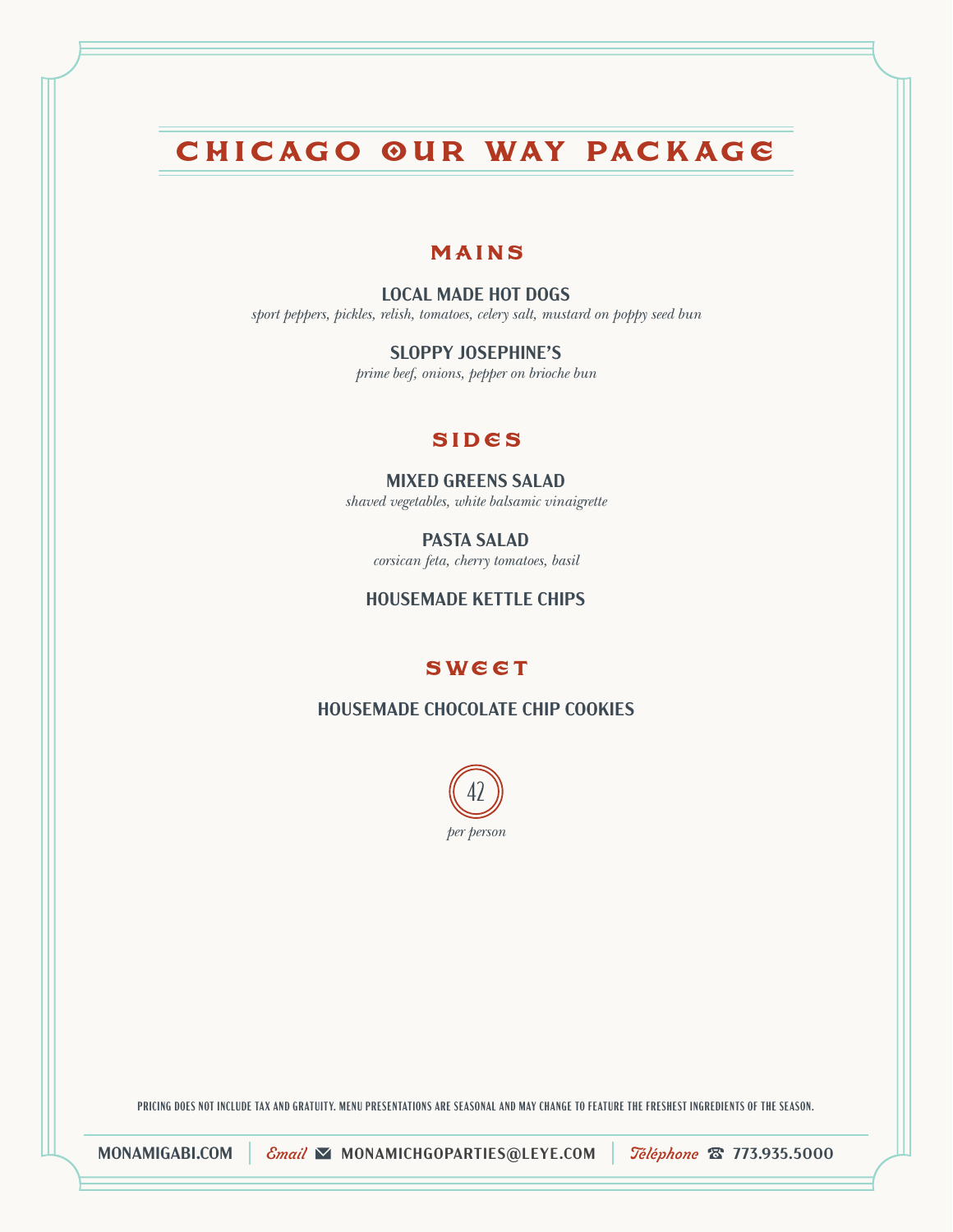# CHICAGO OUR WAY PACKAGE

## MAINS

**LOCAL MADE HOT DOGS**
*sport peppers, pickles, relish, tomatoes, celery salt, mustard on poppy seed bun*

**SLOPPY JOSEPHINE'S**
*prime beef, onions, pepper on brioche bun*

## SIDES

**MIXED GREENS SALAD**
*shaved vegetables, white balsamic vinaigrette*

**PASTA SALAD**
*corsican feta, cherry tomatoes, basil*

**HOUSEMADE KETTLE CHIPS**

## SWEET

**HOUSEMADE CHOCOLATE CHIP COOKIES**

42
*per person*

PRICING DOES NOT INCLUDE TAX AND GRATUITY. MENU PRESENTATIONS ARE SEASONAL AND MAY CHANGE TO FEATURE THE FRESHEST INGREDIENTS OF THE SEASON.

MONAMIGABI.COM | *Email* ✉ MONAMICHGOPARTIES@LEYE.COM | *Téléphone* ☎ 773.935.5000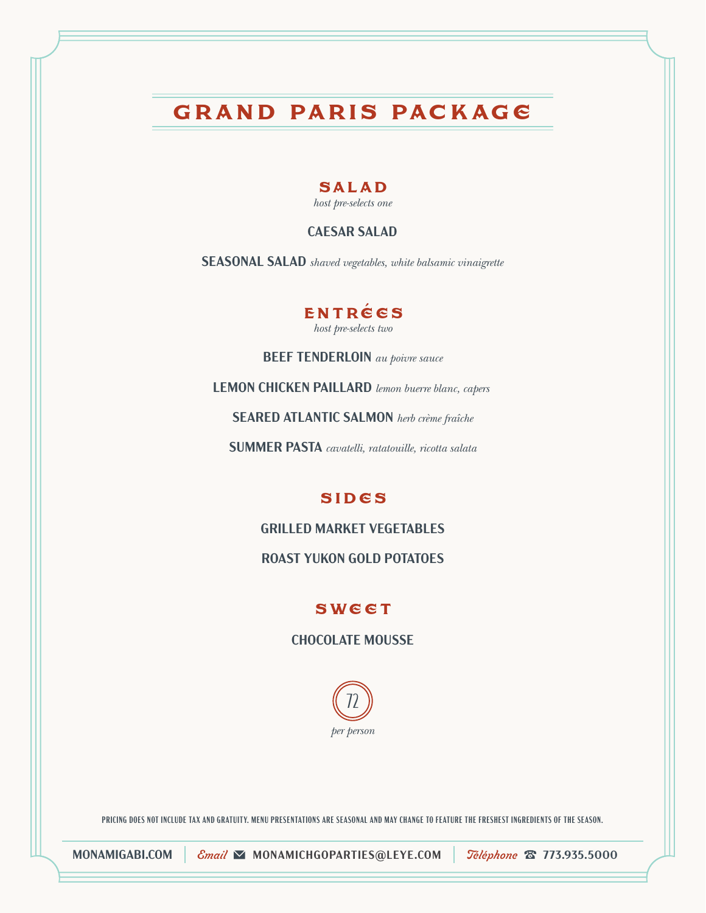# GRAND PARIS PACKAGE

## SALAD

*host pre-selects one*

**CAESAR SALAD**

**SEASONAL SALAD** *shaved vegetables, white balsamic vinaigrette*

## ENTRÉES

*host pre-selects two*

**BEEF TENDERLOIN** *au poivre sauce*

**LEMON CHICKEN PAILLARD** *lemon buerre blanc, capers*

**SEARED ATLANTIC SALMON** *herb crème fraîche*

**SUMMER PASTA** *cavatelli, ratatouille, ricotta salata*

## SIDES

**GRILLED MARKET VEGETABLES**

**ROAST YUKON GOLD POTATOES**

## SWEET

**CHOCOLATE MOUSSE**

72

*per person*

PRICING DOES NOT INCLUDE TAX AND GRATUITY. MENU PRESENTATIONS ARE SEASONAL AND MAY CHANGE TO FEATURE THE FRESHEST INGREDIENTS OF THE SEASON.

**MONAMIGABI.COM** | *Email* ✉ **MONAMICHGOPARTIES@LEYE.COM** | *Téléphone* ☎ **773.935.5000**